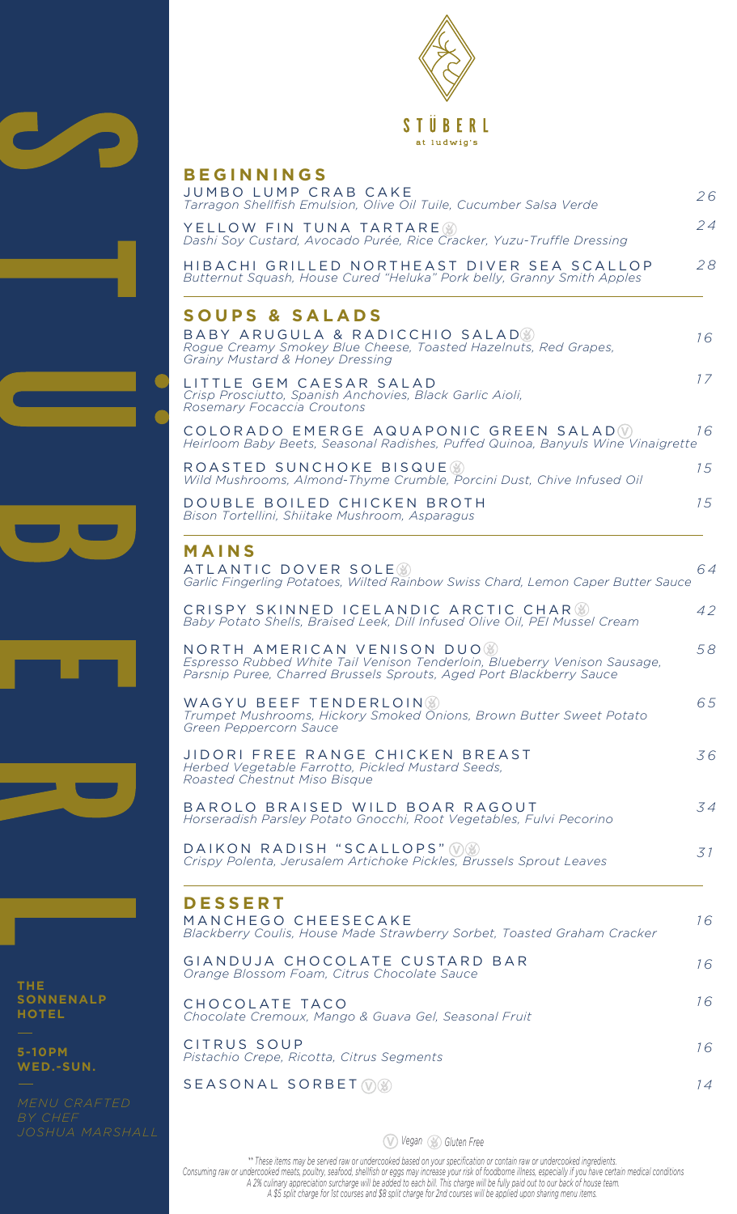# STÜBERL

at ludwig's

## BEGINNINGS

**JUMBO LUMP CRAB CAKE** — 26
*Tarragon Shellfish Emulsion, Olive Oil Tuile, Cucumber Salsa Verde*

**YELLOW FIN TUNA TARTARE** (GF) — 24
*Dashi Soy Custard, Avocado Purée, Rice Cracker, Yuzu-Truffle Dressing*

**HIBACHI GRILLED NORTHEAST DIVER SEA SCALLOP** — 28
*Butternut Squash, House Cured "Heluka" Pork belly, Granny Smith Apples*

## SOUPS & SALADS

**BABY ARUGULA & RADICCHIO SALAD** (GF) — 16
*Rogue Creamy Smokey Blue Cheese, Toasted Hazelnuts, Red Grapes, Grainy Mustard & Honey Dressing*

**LITTLE GEM CAESAR SALAD** — 17
*Crisp Prosciutto, Spanish Anchovies, Black Garlic Aioli, Rosemary Focaccia Croutons*

**COLORADO EMERGE AQUAPONIC GREEN SALAD** (V) — 16
*Heirloom Baby Beets, Seasonal Radishes, Puffed Quinoa, Banyuls Wine Vinaigrette*

**ROASTED SUNCHOKE BISQUE** (GF) — 15
*Wild Mushrooms, Almond-Thyme Crumble, Porcini Dust, Chive Infused Oil*

**DOUBLE BOILED CHICKEN BROTH** — 15
*Bison Tortellini, Shiitake Mushroom, Asparagus*

## MAINS

**ATLANTIC DOVER SOLE** (GF) — 64
*Garlic Fingerling Potatoes, Wilted Rainbow Swiss Chard, Lemon Caper Butter Sauce*

**CRISPY SKINNED ICELANDIC ARCTIC CHAR** (GF) — 42
*Baby Potato Shells, Braised Leek, Dill Infused Olive Oil, PEI Mussel Cream*

**NORTH AMERICAN VENISON DUO** (GF) — 58
*Espresso Rubbed White Tail Venison Tenderloin, Blueberry Venison Sausage, Parsnip Puree, Charred Brussels Sprouts, Aged Port Blackberry Sauce*

**WAGYU BEEF TENDERLOIN** (GF) — 65
*Trumpet Mushrooms, Hickory Smoked Onions, Brown Butter Sweet Potato Green Peppercorn Sauce*

**JIDORI FREE RANGE CHICKEN BREAST** — 36
*Herbed Vegetable Farrotto, Pickled Mustard Seeds, Roasted Chestnut Miso Bisque*

**BAROLO BRAISED WILD BOAR RAGOUT** — 34
*Horseradish Parsley Potato Gnocchi, Root Vegetables, Fulvi Pecorino*

**DAIKON RADISH "SCALLOPS"** (V) (GF) — 31
*Crispy Polenta, Jerusalem Artichoke Pickles, Brussels Sprout Leaves*

## DESSERT

**MANCHEGO CHEESECAKE** — 16
*Blackberry Coulis, House Made Strawberry Sorbet, Toasted Graham Cracker*

**GIANDUJA CHOCOLATE CUSTARD BAR** — 16
*Orange Blossom Foam, Citrus Chocolate Sauce*

**CHOCOLATE TACO** — 16
*Chocolate Cremoux, Mango & Guava Gel, Seasonal Fruit*

**CITRUS SOUP** — 16
*Pistachio Crepe, Ricotta, Citrus Segments*

**SEASONAL SORBET** (V) (GF) — 14

(V) *Vegan* (GF) *Gluten Free*

*\*\* These items may be served raw or undercooked based on your specification or contain raw or undercooked ingredients.*
*Consuming raw or undercooked meats, poultry, seafood, shellfish or eggs may increase your risk of foodborne illness, especially if you have certain medical conditions*
*A 2% culinary appreciation surcharge will be added to each bill. This charge will be fully paid out to our back of house team.*
*A $5 split charge for 1st courses and $8 split charge for 2nd courses will be applied upon sharing menu items.*

**THE SONNENALP HOTEL**

**5-10PM WED.-SUN.**

*MENU CRAFTED BY CHEF JOSHUA MARSHALL*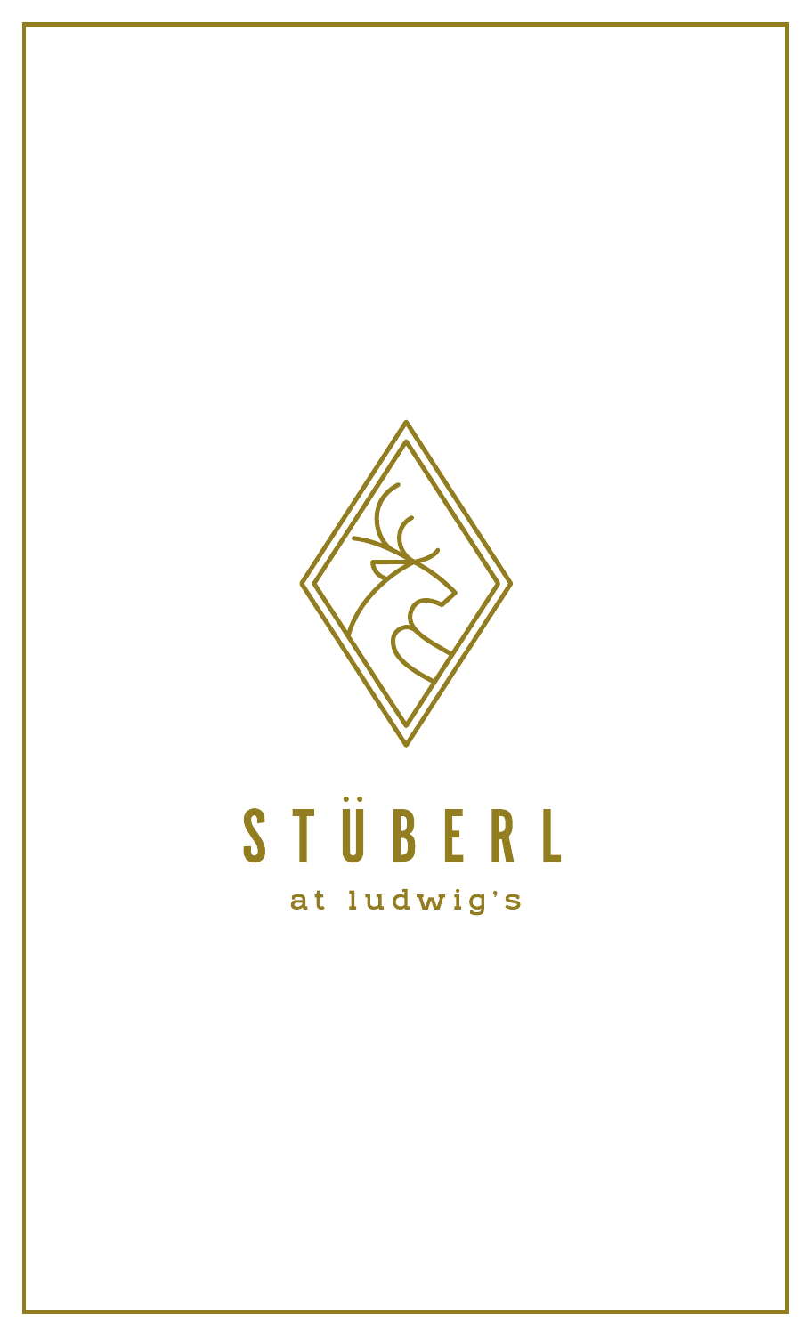# STÜBERL

at ludwig's